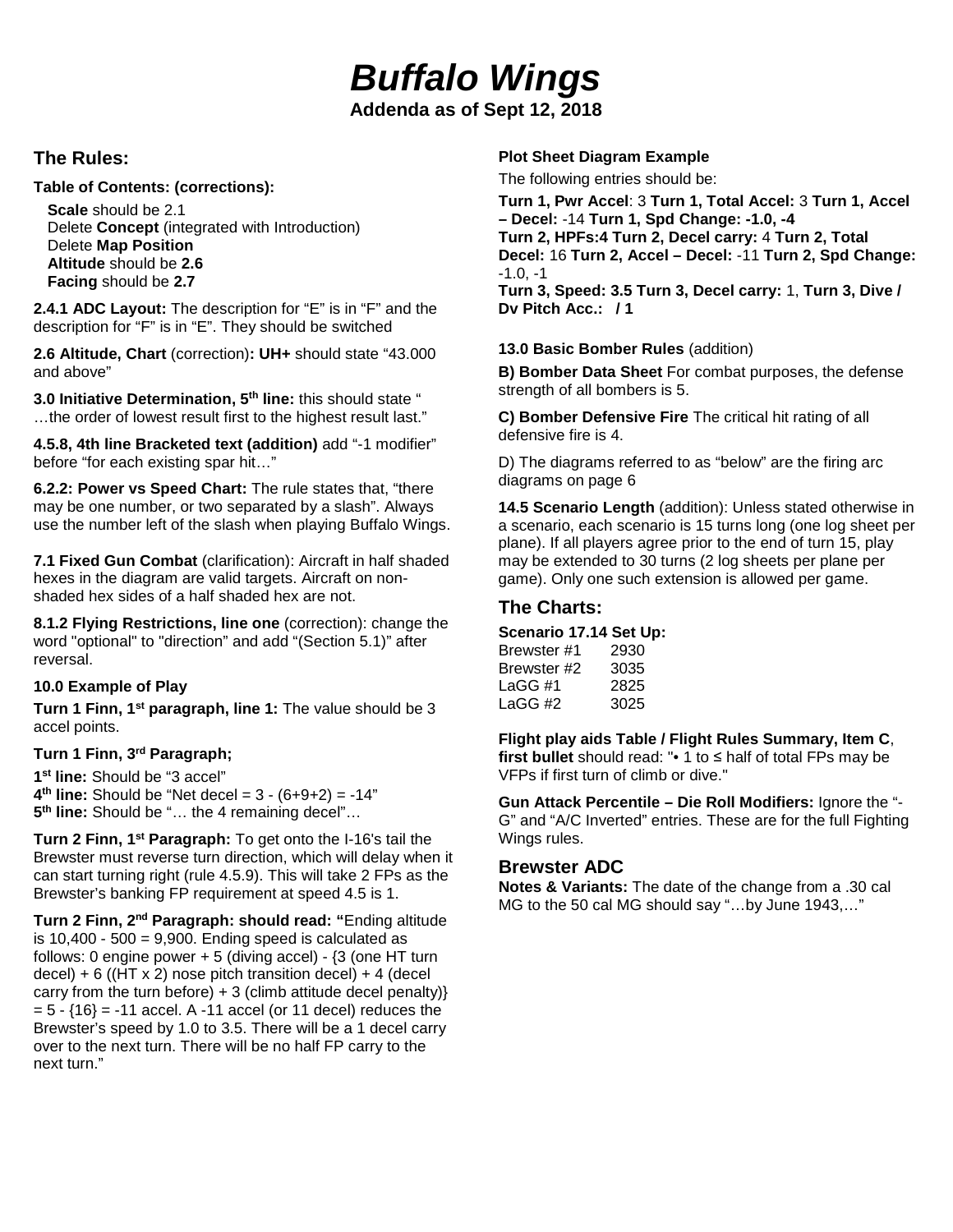# *Buffalo Wings*

**Addenda as of Sept 12, 2018**

## The Rules:

**Table of Contents: (corrections):**

- **Scale** should be 2.1
- Delete **Concept** (integrated with Introduction)
- Delete **Map Position**
- **Altitude** should be **2.6**
- **Facing** should be **2.7**

**2.4.1 ADC Layout:** The description for "E" is in "F" and the description for "F" is in "E". They should be switched

**2.6 Altitude, Chart** (correction)**: UH+** should state "43.000 and above"

**3.0 Initiative Determination, 5th line:** this should state " …the order of lowest result first to the highest result last."

**4.5.8, 4th line Bracketed text (addition)** add "-1 modifier" before "for each existing spar hit…"

**6.2.2: Power vs Speed Chart:** The rule states that, "there may be one number, or two separated by a slash". Always use the number left of the slash when playing Buffalo Wings.

**7.1 Fixed Gun Combat** (clarification): Aircraft in half shaded hexes in the diagram are valid targets. Aircraft on non-shaded hex sides of a half shaded hex are not.

**8.1.2 Flying Restrictions, line one** (correction): change the word "optional" to "direction" and add "(Section 5.1)" after reversal.

**10.0 Example of Play**

**Turn 1 Finn, 1st paragraph, line 1:** The value should be 3 accel points.

**Turn 1 Finn, 3rd Paragraph;**

**1st line:** Should be "3 accel"
**4th line:** Should be "Net decel = 3 - (6+9+2) = -14"
**5th line:** Should be "… the 4 remaining decel"…

**Turn 2 Finn, 1st Paragraph:** To get onto the I-16's tail the Brewster must reverse turn direction, which will delay when it can start turning right (rule 4.5.9). This will take 2 FPs as the Brewster's banking FP requirement at speed 4.5 is 1.

**Turn 2 Finn, 2nd Paragraph: should read: "**Ending altitude is 10,400 - 500 = 9,900. Ending speed is calculated as follows: 0 engine power + 5 (diving accel) - {3 (one HT turn decel) + 6 ((HT x 2) nose pitch transition decel) + 4 (decel carry from the turn before) + 3 (climb attitude decel penalty)} = 5 - {16} = -11 accel. A -11 accel (or 11 decel) reduces the Brewster's speed by 1.0 to 3.5. There will be a 1 decel carry over to the next turn. There will be no half FP carry to the next turn."

**Plot Sheet Diagram Example**

The following entries should be:

**Turn 1, Pwr Accel**: 3 **Turn 1, Total Accel:** 3 **Turn 1, Accel – Decel:** -14 **Turn 1, Spd Change: -1.0, -4**
**Turn 2, HPFs:4 Turn 2, Decel carry:** 4 **Turn 2, Total Decel:** 16 **Turn 2, Accel – Decel:** -11 **Turn 2, Spd Change:** -1.0, -1
**Turn 3, Speed: 3.5 Turn 3, Decel carry:** 1, **Turn 3, Dive / Dv Pitch Acc.: / 1**

**13.0 Basic Bomber Rules** (addition)

**B) Bomber Data Sheet** For combat purposes, the defense strength of all bombers is 5.

**C) Bomber Defensive Fire** The critical hit rating of all defensive fire is 4.

D) The diagrams referred to as "below" are the firing arc diagrams on page 6

**14.5 Scenario Length** (addition): Unless stated otherwise in a scenario, each scenario is 15 turns long (one log sheet per plane). If all players agree prior to the end of turn 15, play may be extended to 30 turns (2 log sheets per plane per game). Only one such extension is allowed per game.

## The Charts:

**Scenario 17.14 Set Up:**

| | |
|---|---|
| Brewster #1 | 2930 |
| Brewster #2 | 3035 |
| LaGG #1 | 2825 |
| LaGG #2 | 3025 |

**Flight play aids Table / Flight Rules Summary, Item C**, **first bullet** should read: "• 1 to ≤ half of total FPs may be VFPs if first turn of climb or dive."

**Gun Attack Percentile – Die Roll Modifiers:** Ignore the "-G" and "A/C Inverted" entries. These are for the full Fighting Wings rules.

## Brewster ADC

**Notes & Variants:** The date of the change from a .30 cal MG to the 50 cal MG should say "…by June 1943,…"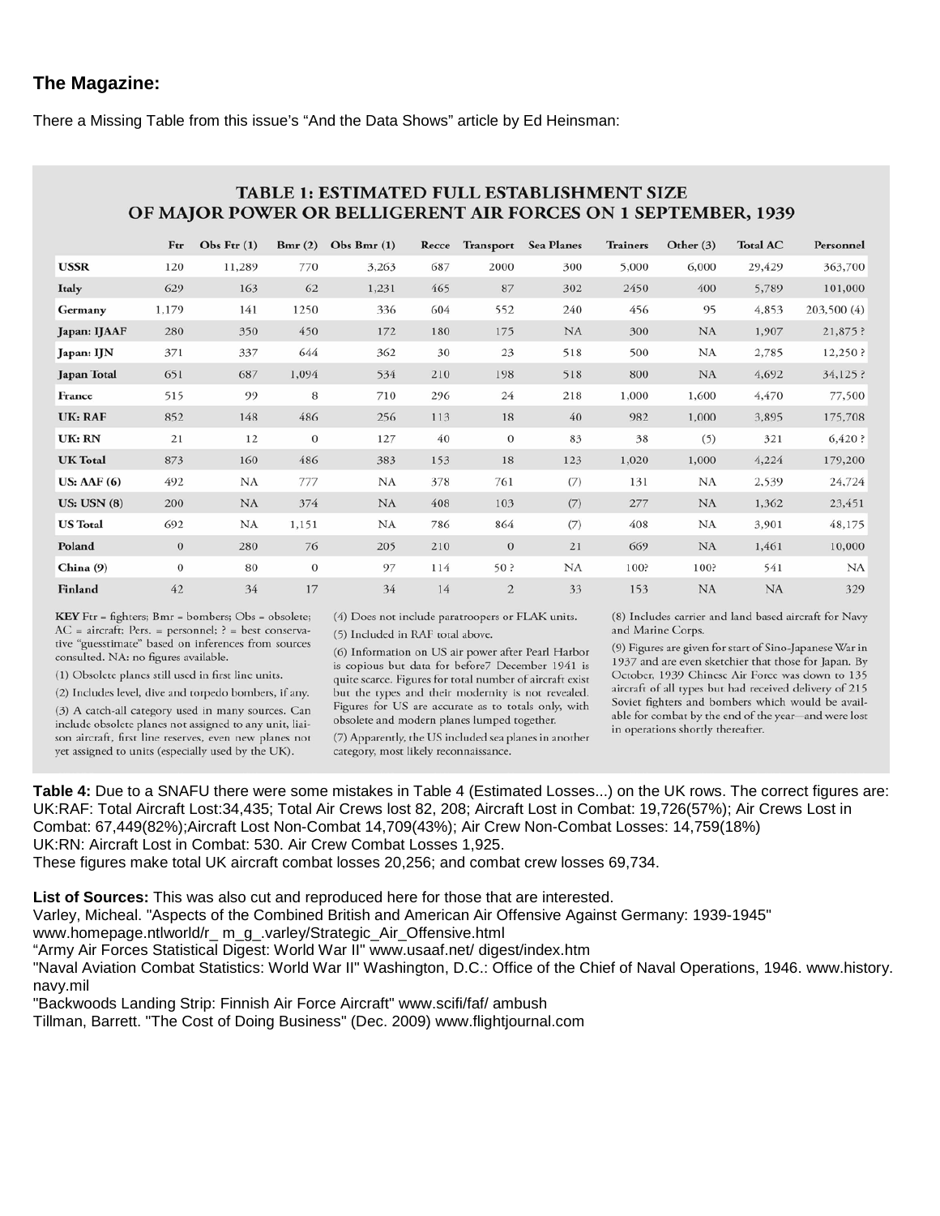## The Magazine:

There a Missing Table from this issue's "And the Data Shows" article by Ed Heinsman:

**TABLE 1: ESTIMATED FULL ESTABLISHMENT SIZE OF MAJOR POWER OR BELLIGERENT AIR FORCES ON 1 SEPTEMBER, 1939**

| | Ftr | Obs Ftr (1) | Bmr (2) | Obs Bmr (1) | Recce | Transport | Sea Planes | Trainers | Other (3) | Total AC | Personnel |
|---|---|---|---|---|---|---|---|---|---|---|---|
| **USSR** | 120 | 11,289 | 770 | 3,263 | 687 | 2000 | 300 | 5,000 | 6,000 | 29,429 | 363,700 |
| **Italy** | 629 | 163 | 62 | 1,231 | 465 | 87 | 302 | 2450 | 400 | 5,789 | 101,000 |
| **Germany** | 1,179 | 141 | 1250 | 336 | 604 | 552 | 240 | 456 | 95 | 4,853 | 203,500 (4) |
| **Japan: IJAAF** | 280 | 350 | 450 | 172 | 180 | 175 | NA | 300 | NA | 1,907 | 21,875 ? |
| **Japan: IJN** | 371 | 337 | 644 | 362 | 30 | 23 | 518 | 500 | NA | 2,785 | 12,250 ? |
| **Japan Total** | 651 | 687 | 1,094 | 534 | 210 | 198 | 518 | 800 | NA | 4,692 | 34,125 ? |
| **France** | 515 | 99 | 8 | 710 | 296 | 24 | 218 | 1,000 | 1,600 | 4,470 | 77,500 |
| **UK: RAF** | 852 | 148 | 486 | 256 | 113 | 18 | 40 | 982 | 1,000 | 3,895 | 175,708 |
| **UK: RN** | 21 | 12 | 0 | 127 | 40 | 0 | 83 | 38 | (5) | 321 | 6,420 ? |
| **UK Total** | 873 | 160 | 486 | 383 | 153 | 18 | 123 | 1,020 | 1,000 | 4,224 | 179,200 |
| **US: AAF (6)** | 492 | NA | 777 | NA | 378 | 761 | (7) | 131 | NA | 2,539 | 24,724 |
| **US: USN (8)** | 200 | NA | 374 | NA | 408 | 103 | (7) | 277 | NA | 1,362 | 23,451 |
| **US Total** | 692 | NA | 1,151 | NA | 786 | 864 | (7) | 408 | NA | 3,901 | 48,175 |
| **Poland** | 0 | 280 | 76 | 205 | 210 | 0 | 21 | 669 | NA | 1,461 | 10,000 |
| **China (9)** | 0 | 80 | 0 | 97 | 114 | 50 ? | NA | 100? | 100? | 541 | NA |
| **Finland** | 42 | 34 | 17 | 34 | 14 | 2 | 33 | 153 | NA | NA | 329 |

**KEY** Ftr = fighters; Bmr = bombers; Obs = obsolete; AC = aircraft; Pers. = personnel; ? = best conservative "guesstimate" based on inferences from sources consulted. NA: no figures available.

(1) Obsolete planes still used in first line units.

(2) Includes level, dive and torpedo bombers, if any.

(3) A catch-all category used in many sources. Can include obsolete planes not assigned to any unit, liaison aircraft, first line reserves, even new planes not yet assigned to units (especially used by the UK).

(4) Does not include paratroopers or FLAK units.

(5) Included in RAF total above.

(6) Information on US air power after Pearl Harbor is copious but data for before7 December 1941 is quite scarce. Figures for total number of aircraft exist but the types and their modernity is not revealed. Figures for US are accurate as to totals only, with obsolete and modern planes lumped together.

(7) Apparently, the US included sea planes in another category, most likely reconnaissance.

(8) Includes carrier and land based aircraft for Navy and Marine Corps.

(9) Figures are given for start of Sino-Japanese War in 1937 and are even sketchier that those for Japan. By October, 1939 Chinese Air Force was down to 135 aircraft of all types but had received delivery of 215 Soviet fighters and bombers which would be available for combat by the end of the year—and were lost in operations shortly thereafter.

**Table 4:** Due to a SNAFU there were some mistakes in Table 4 (Estimated Losses...) on the UK rows. The correct figures are:
UK:RAF: Total Aircraft Lost:34,435; Total Air Crews lost 82, 208; Aircraft Lost in Combat: 19,726(57%); Air Crews Lost in Combat: 67,449(82%);Aircraft Lost Non-Combat 14,709(43%); Air Crew Non-Combat Losses: 14,759(18%)
UK:RN: Aircraft Lost in Combat: 530. Air Crew Combat Losses 1,925.
These figures make total UK aircraft combat losses 20,256; and combat crew losses 69,734.

**List of Sources:** This was also cut and reproduced here for those that are interested.
Varley, Micheal. "Aspects of the Combined British and American Air Offensive Against Germany: 1939-1945" www.homepage.ntlworld/r_ m_g_.varley/Strategic_Air_Offensive.html
"Army Air Forces Statistical Digest: World War II" www.usaaf.net/ digest/index.htm
"Naval Aviation Combat Statistics: World War II" Washington, D.C.: Office of the Chief of Naval Operations, 1946. www.history.navy.mil
"Backwoods Landing Strip: Finnish Air Force Aircraft" www.scifi/faf/ ambush
Tillman, Barrett. "The Cost of Doing Business" (Dec. 2009) www.flightjournal.com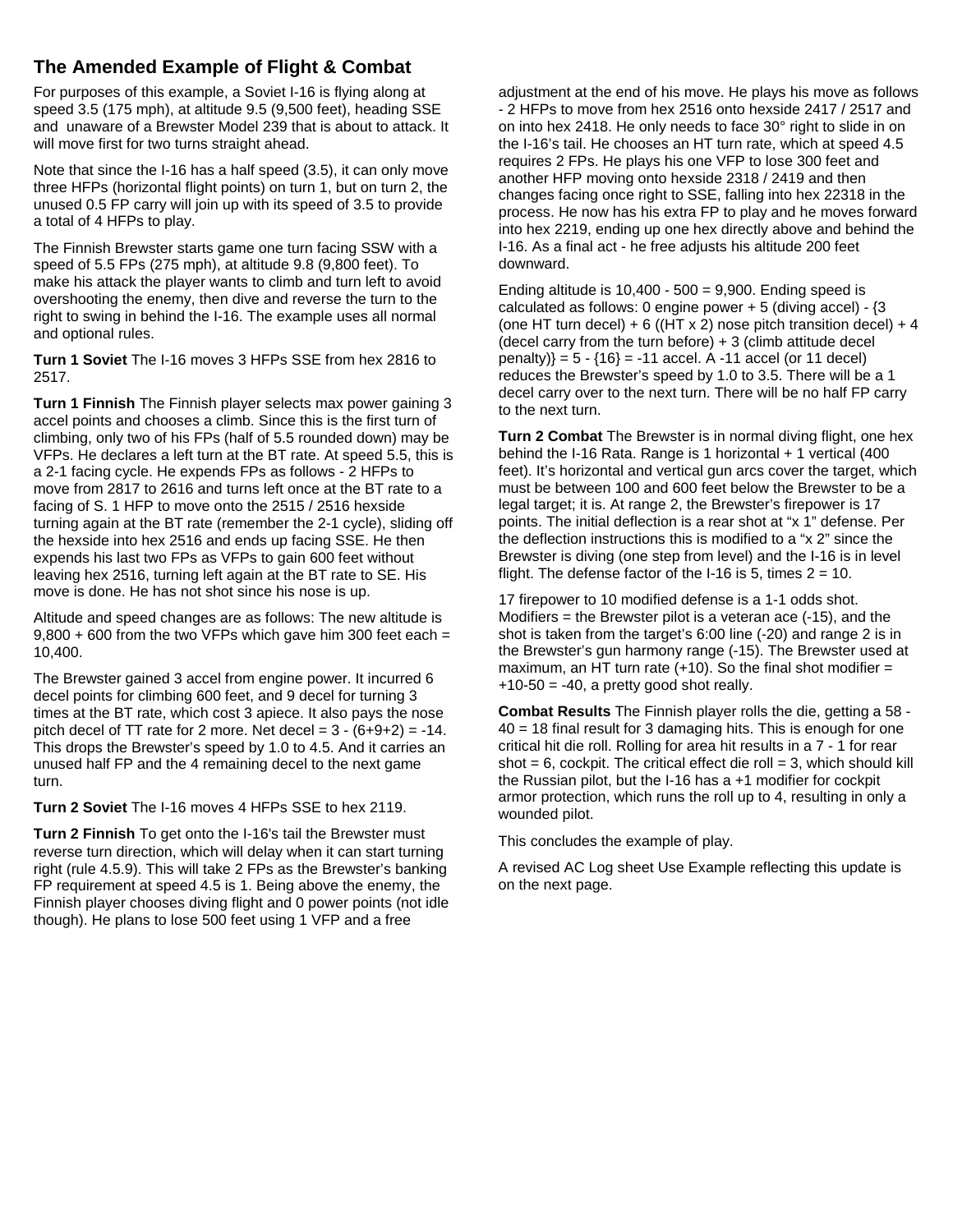## The Amended Example of Flight & Combat

For purposes of this example, a Soviet I-16 is flying along at speed 3.5 (175 mph), at altitude 9.5 (9,500 feet), heading SSE and unaware of a Brewster Model 239 that is about to attack. It will move first for two turns straight ahead.

Note that since the I-16 has a half speed (3.5), it can only move three HFPs (horizontal flight points) on turn 1, but on turn 2, the unused 0.5 FP carry will join up with its speed of 3.5 to provide a total of 4 HFPs to play.

The Finnish Brewster starts game one turn facing SSW with a speed of 5.5 FPs (275 mph), at altitude 9.8 (9,800 feet). To make his attack the player wants to climb and turn left to avoid overshooting the enemy, then dive and reverse the turn to the right to swing in behind the I-16. The example uses all normal and optional rules.

**Turn 1 Soviet** The I-16 moves 3 HFPs SSE from hex 2816 to 2517.

**Turn 1 Finnish** The Finnish player selects max power gaining 3 accel points and chooses a climb. Since this is the first turn of climbing, only two of his FPs (half of 5.5 rounded down) may be VFPs. He declares a left turn at the BT rate. At speed 5.5, this is a 2-1 facing cycle. He expends FPs as follows - 2 HFPs to move from 2817 to 2616 and turns left once at the BT rate to a facing of S. 1 HFP to move onto the 2515 / 2516 hexside turning again at the BT rate (remember the 2-1 cycle), sliding off the hexside into hex 2516 and ends up facing SSE. He then expends his last two FPs as VFPs to gain 600 feet without leaving hex 2516, turning left again at the BT rate to SE. His move is done. He has not shot since his nose is up.

Altitude and speed changes are as follows: The new altitude is 9,800 + 600 from the two VFPs which gave him 300 feet each = 10,400.

The Brewster gained 3 accel from engine power. It incurred 6 decel points for climbing 600 feet, and 9 decel for turning 3 times at the BT rate, which cost 3 apiece. It also pays the nose pitch decel of TT rate for 2 more. Net decel = 3 - (6+9+2) = -14. This drops the Brewster's speed by 1.0 to 4.5. And it carries an unused half FP and the 4 remaining decel to the next game turn.

**Turn 2 Soviet** The I-16 moves 4 HFPs SSE to hex 2119.

**Turn 2 Finnish** To get onto the I-16's tail the Brewster must reverse turn direction, which will delay when it can start turning right (rule 4.5.9). This will take 2 FPs as the Brewster's banking FP requirement at speed 4.5 is 1. Being above the enemy, the Finnish player chooses diving flight and 0 power points (not idle though). He plans to lose 500 feet using 1 VFP and a free adjustment at the end of his move. He plays his move as follows - 2 HFPs to move from hex 2516 onto hexside 2417 / 2517 and on into hex 2418. He only needs to face 30° right to slide in on the I-16's tail. He chooses an HT turn rate, which at speed 4.5 requires 2 FPs. He plays his one VFP to lose 300 feet and another HFP moving onto hexside 2318 / 2419 and then changes facing once right to SSE, falling into hex 22318 in the process. He now has his extra FP to play and he moves forward into hex 2219, ending up one hex directly above and behind the I-16. As a final act - he free adjusts his altitude 200 feet downward.

Ending altitude is 10,400 - 500 = 9,900. Ending speed is calculated as follows: 0 engine power + 5 (diving accel) - {3 (one HT turn decel) + 6 ((HT x 2) nose pitch transition decel) + 4 (decel carry from the turn before) + 3 (climb attitude decel penalty)} = 5 - {16} = -11 accel. A -11 accel (or 11 decel) reduces the Brewster's speed by 1.0 to 3.5. There will be a 1 decel carry over to the next turn. There will be no half FP carry to the next turn.

**Turn 2 Combat** The Brewster is in normal diving flight, one hex behind the I-16 Rata. Range is 1 horizontal + 1 vertical (400 feet). It's horizontal and vertical gun arcs cover the target, which must be between 100 and 600 feet below the Brewster to be a legal target; it is. At range 2, the Brewster's firepower is 17 points. The initial deflection is a rear shot at "x 1" defense. Per the deflection instructions this is modified to a "x 2" since the Brewster is diving (one step from level) and the I-16 is in level flight. The defense factor of the I-16 is 5, times 2 = 10.

17 firepower to 10 modified defense is a 1-1 odds shot. Modifiers = the Brewster pilot is a veteran ace (-15), and the shot is taken from the target's 6:00 line (-20) and range 2 is in the Brewster's gun harmony range (-15). The Brewster used at maximum, an HT turn rate (+10). So the final shot modifier = +10-50 = -40, a pretty good shot really.

**Combat Results** The Finnish player rolls the die, getting a 58 - 40 = 18 final result for 3 damaging hits. This is enough for one critical hit die roll. Rolling for area hit results in a 7 - 1 for rear shot = 6, cockpit. The critical effect die roll = 3, which should kill the Russian pilot, but the I-16 has a +1 modifier for cockpit armor protection, which runs the roll up to 4, resulting in only a wounded pilot.

This concludes the example of play.

A revised AC Log sheet Use Example reflecting this update is on the next page.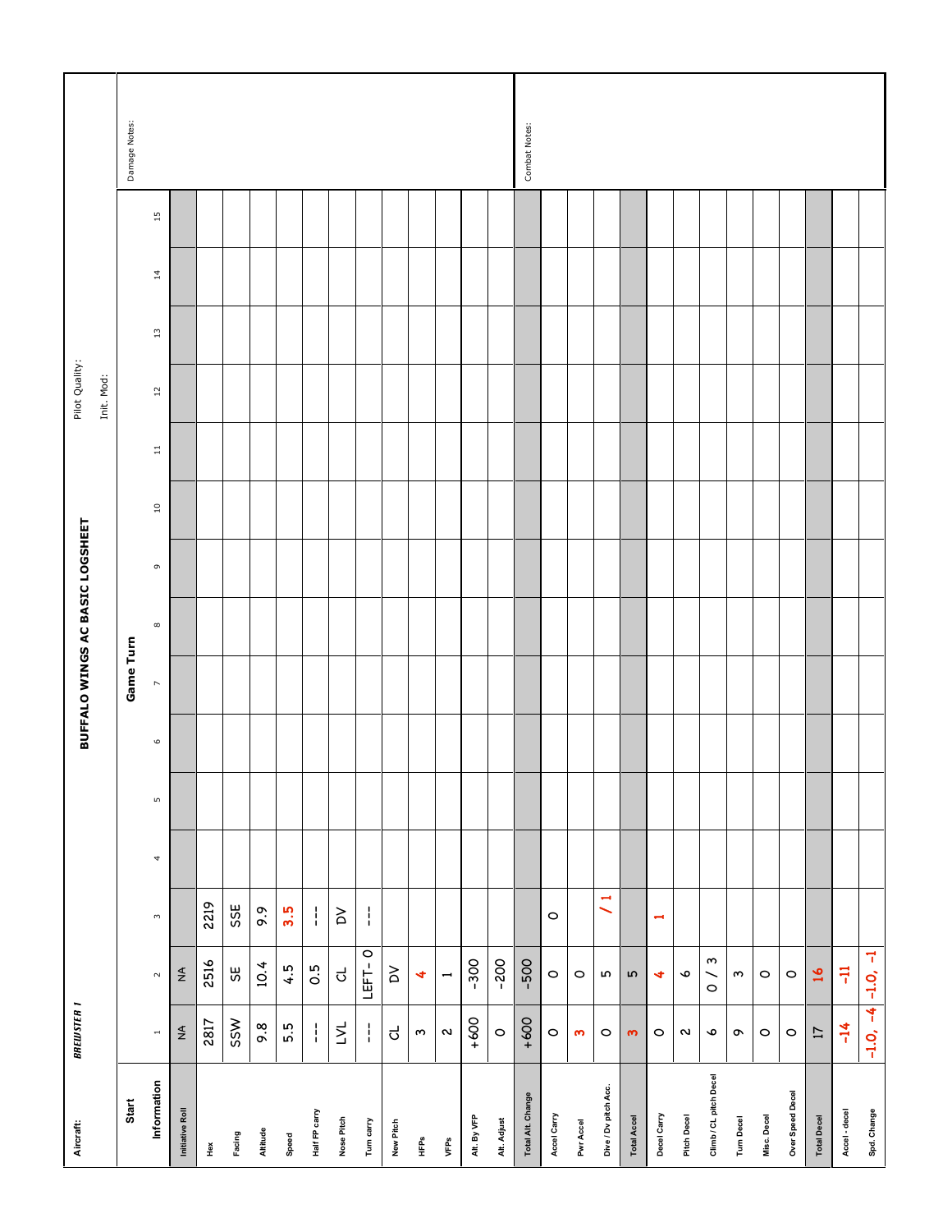Aircraft: *BREWSTER 1*

# BUFFALO WINGS AC BASIC LOGSHEET

Pilot Quality:

Init. Mod:

| Start Information | 1 | 2 | 3 | 4 | 5 | 6 | 7 | 8 | 9 | 10 | 11 | 12 | 13 | 14 | 15 |
|---|---|---|---|---|---|---|---|---|---|---|---|---|---|---|---|
| Initiative Roll | NA | NA | | | | | | | | | | | | | |
| Hex | 2817 | 2516 | 2219 | | | | | | | | | | | | |
| Facing | SSW | SE | SSE | | | | | | | | | | | | |
| Altitude | 9.8 | 10.4 | 9.9 | | | | | | | | | | | | |
| Speed | 5.5 | 4.5 | 3.5 | | | | | | | | | | | | |
| Half FP carry | --- | 0.5 | --- | | | | | | | | | | | | |
| Nose Pitch | LVL | CL | DV | | | | | | | | | | | | |
| Turn carry | --- | LEFT - 0 | --- | | | | | | | | | | | | |
| New Pitch | CL | DV | | | | | | | | | | | | | |
| HFPs | 3 | 4 | | | | | | | | | | | | | |
| VFPs | 2 | 1 | | | | | | | | | | | | | |
| Alt. By VFP | +600 | -300 | | | | | | | | | | | | | |
| Alt. Adjust | 0 | -200 | | | | | | | | | | | | | |
| Total Alt. Change | +600 | -500 | | | | | | | | | | | | | |
| Accel Carry | 0 | 0 | 0 | | | | | | | | | | | | |
| Pwr Accel | 3 | 0 | | | | | | | | | | | | | |
| Dive / Dv pitch Acc. | 0 | 5 | / 1 | | | | | | | | | | | | |
| Total Accel | 3 | 5 | | | | | | | | | | | | | |
| Decel Carry | 0 | 4 | 1 | | | | | | | | | | | | |
| Pitch Decel | 2 | 6 | | | | | | | | | | | | | |
| Climb / CL pitch Decel | 6 | 0 / 3 | | | | | | | | | | | | | |
| Turn Decel | 9 | 3 | | | | | | | | | | | | | |
| Misc. Decel | 0 | 0 | | | | | | | | | | | | | |
| Over Speed Decel | 0 | 0 | | | | | | | | | | | | | |
| Total Decel | 17 | 16 | | | | | | | | | | | | | |
| Accel - decel | -14 | -11 | | | | | | | | | | | | | |
| Spd. Change | -1.0, -4 | -1.0, -1 | | | | | | | | | | | | | |

Damage Notes:

Combat Notes: